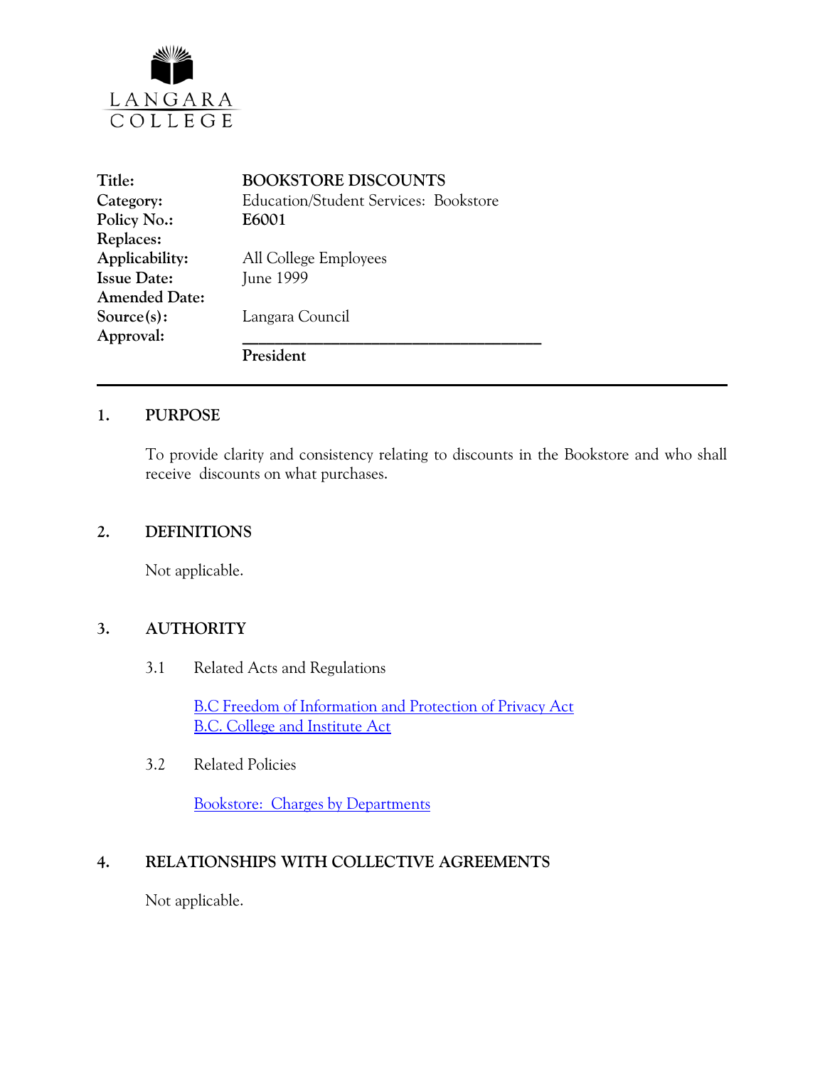LANGARA COLLEGE

| | |
|---|---|
| **Title:** | **BOOKSTORE DISCOUNTS** |
| **Category:** | Education/Student Services: Bookstore |
| **Policy No.:** | **E6001** |
| **Replaces:** | |
| **Applicability:** | All College Employees |
| **Issue Date:** | June 1999 |
| **Amended Date:** | |
| **Source(s):** | Langara Council |
| **Approval:** | ______________________________ **President** |

---

## 1. PURPOSE

To provide clarity and consistency relating to discounts in the Bookstore and who shall receive discounts on what purchases.

## 2. DEFINITIONS

Not applicable.

## 3. AUTHORITY

3.1 Related Acts and Regulations

B.C Freedom of Information and Protection of Privacy Act
B.C. College and Institute Act

3.2 Related Policies

Bookstore: Charges by Departments

## 4. RELATIONSHIPS WITH COLLECTIVE AGREEMENTS

Not applicable.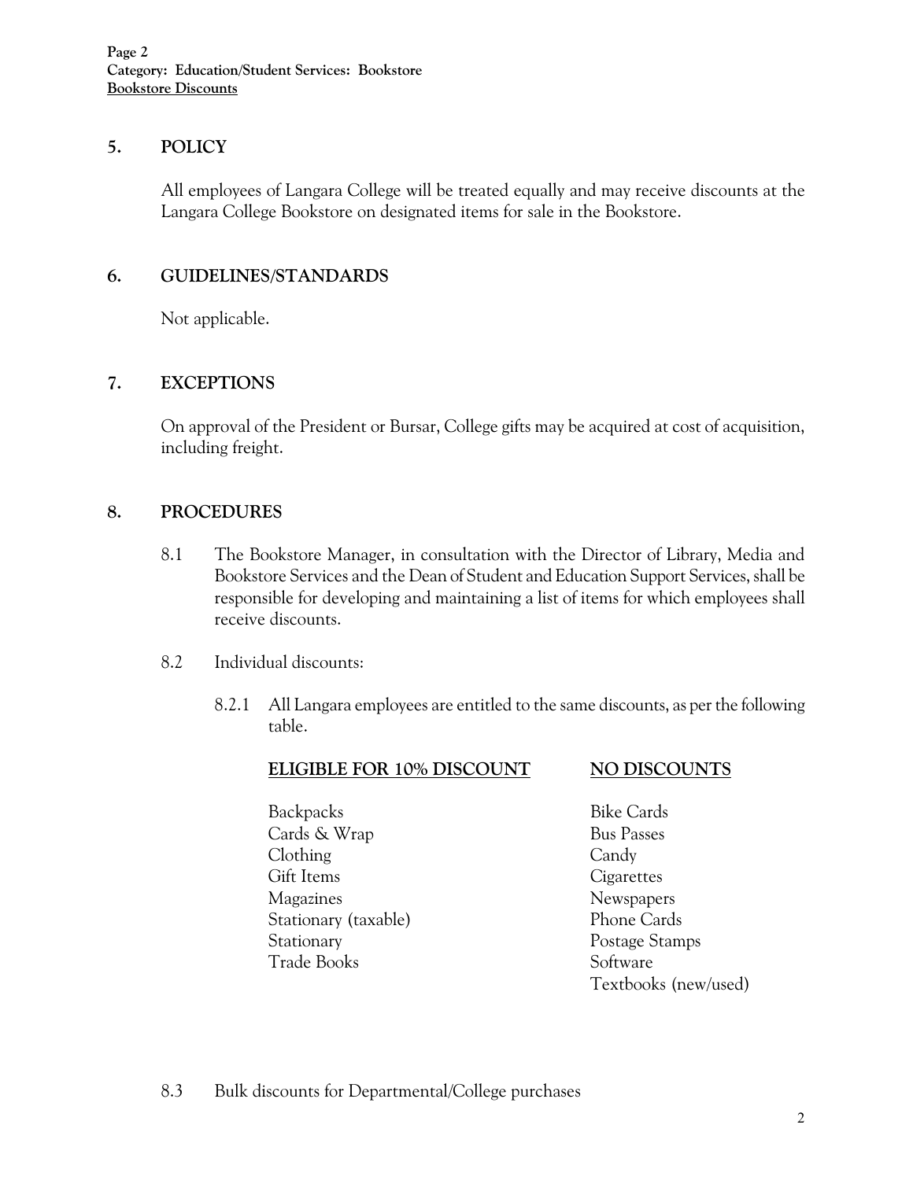## 5. POLICY

All employees of Langara College will be treated equally and may receive discounts at the Langara College Bookstore on designated items for sale in the Bookstore.

## 6. GUIDELINES/STANDARDS

Not applicable.

## 7. EXCEPTIONS

On approval of the President or Bursar, College gifts may be acquired at cost of acquisition, including freight.

## 8. PROCEDURES

8.1 The Bookstore Manager, in consultation with the Director of Library, Media and Bookstore Services and the Dean of Student and Education Support Services, shall be responsible for developing and maintaining a list of items for which employees shall receive discounts.

8.2 Individual discounts:

8.2.1 All Langara employees are entitled to the same discounts, as per the following table.

| ELIGIBLE FOR 10% DISCOUNT | NO DISCOUNTS |
|---|---|
| Backpacks | Bike Cards |
| Cards & Wrap | Bus Passes |
| Clothing | Candy |
| Gift Items | Cigarettes |
| Magazines | Newspapers |
| Stationary (taxable) | Phone Cards |
| Stationary | Postage Stamps |
| Trade Books | Software |
| | Textbooks (new/used) |

8.3 Bulk discounts for Departmental/College purchases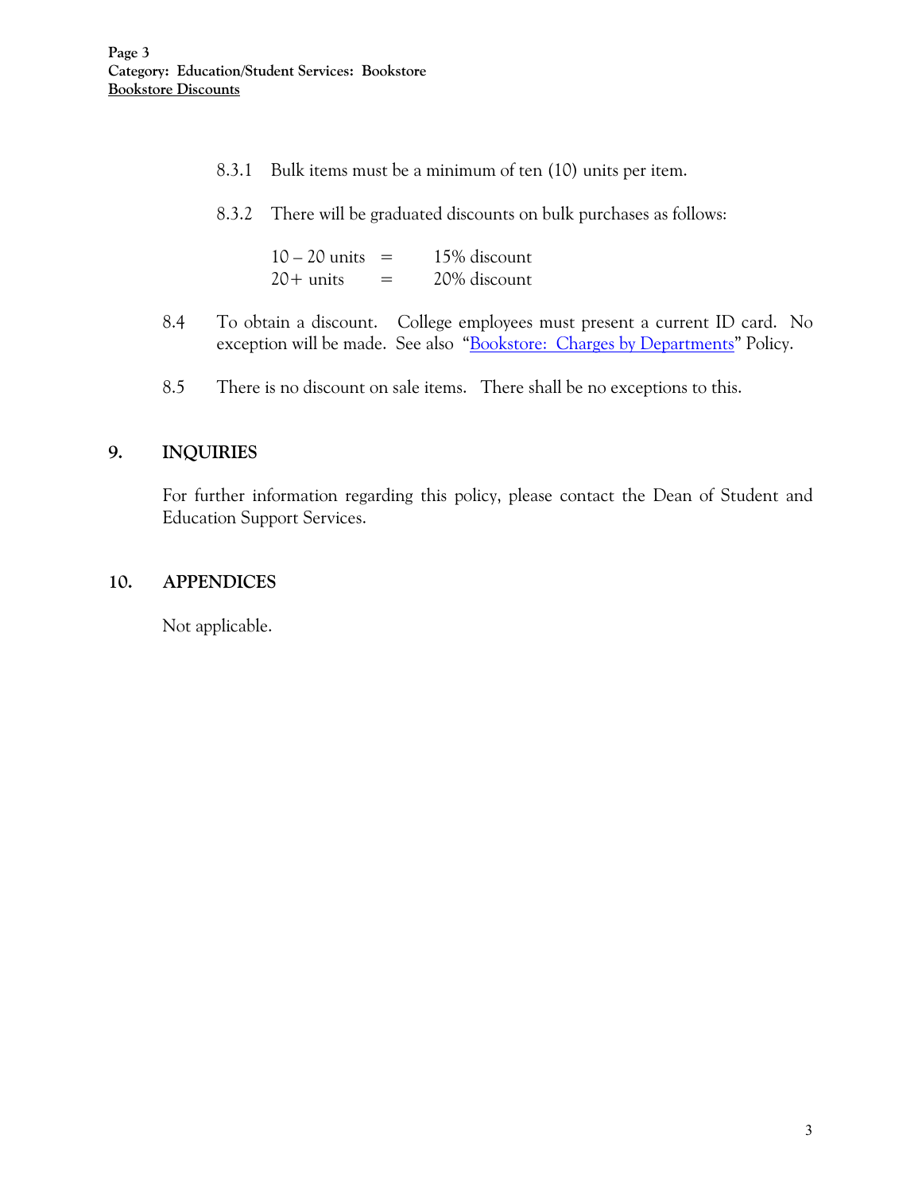8.3.1 Bulk items must be a minimum of ten (10) units per item.

8.3.2 There will be graduated discounts on bulk purchases as follows:

| | | |
|---|---|---|
| 10 – 20 units | = | 15% discount |
| 20+ units | = | 20% discount |

8.4 To obtain a discount. College employees must present a current ID card. No exception will be made. See also "Bookstore: Charges by Departments" Policy.

8.5 There is no discount on sale items. There shall be no exceptions to this.

## 9. INQUIRIES

For further information regarding this policy, please contact the Dean of Student and Education Support Services.

## 10. APPENDICES

Not applicable.